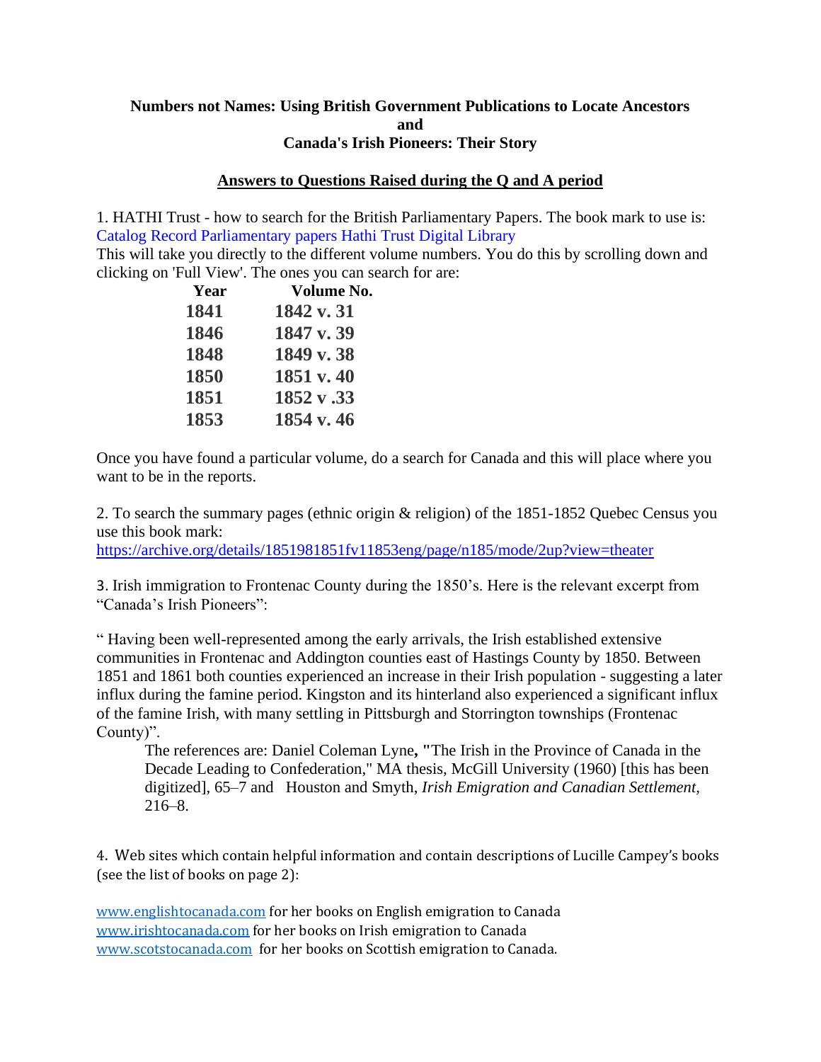**Numbers not Names: Using British Government Publications to Locate Ancestors**
**and**
**Canada's Irish Pioneers: Their Story**

**Answers to Questions Raised during the Q and A period**

1. HATHI Trust - how to search for the British Parliamentary Papers. The book mark to use is: Catalog Record Parliamentary papers Hathi Trust Digital Library
This will take you directly to the different volume numbers. You do this by scrolling down and clicking on 'Full View'. The ones you can search for are:

| Year | Volume No. |
| --- | --- |
| 1841 | 1842 v. 31 |
| 1846 | 1847 v. 39 |
| 1848 | 1849 v. 38 |
| 1850 | 1851 v. 40 |
| 1851 | 1852 v .33 |
| 1853 | 1854 v. 46 |

Once you have found a particular volume, do a search for Canada and this will place where you want to be in the reports.

2. To search the summary pages (ethnic origin & religion) of the 1851-1852 Quebec Census you use this book mark:
https://archive.org/details/1851981851fv11853eng/page/n185/mode/2up?view=theater

3. Irish immigration to Frontenac County during the 1850's. Here is the relevant excerpt from "Canada's Irish Pioneers":

" Having been well-represented among the early arrivals, the Irish established extensive communities in Frontenac and Addington counties east of Hastings County by 1850. Between 1851 and 1861 both counties experienced an increase in their Irish population - suggesting a later influx during the famine period. Kingston and its hinterland also experienced a significant influx of the famine Irish, with many settling in Pittsburgh and Storrington townships (Frontenac County)".

The references are: Daniel Coleman Lyne**,** "The Irish in the Province of Canada in the Decade Leading to Confederation," MA thesis, McGill University (1960) [this has been digitized], 65–7 and Houston and Smyth, *Irish Emigration and Canadian Settlement*, 216–8.

4. Web sites which contain helpful information and contain descriptions of Lucille Campey's books (see the list of books on page 2):

www.englishtocanada.com for her books on English emigration to Canada
www.irishtocanada.com for her books on Irish emigration to Canada
www.scotstocanada.com for her books on Scottish emigration to Canada.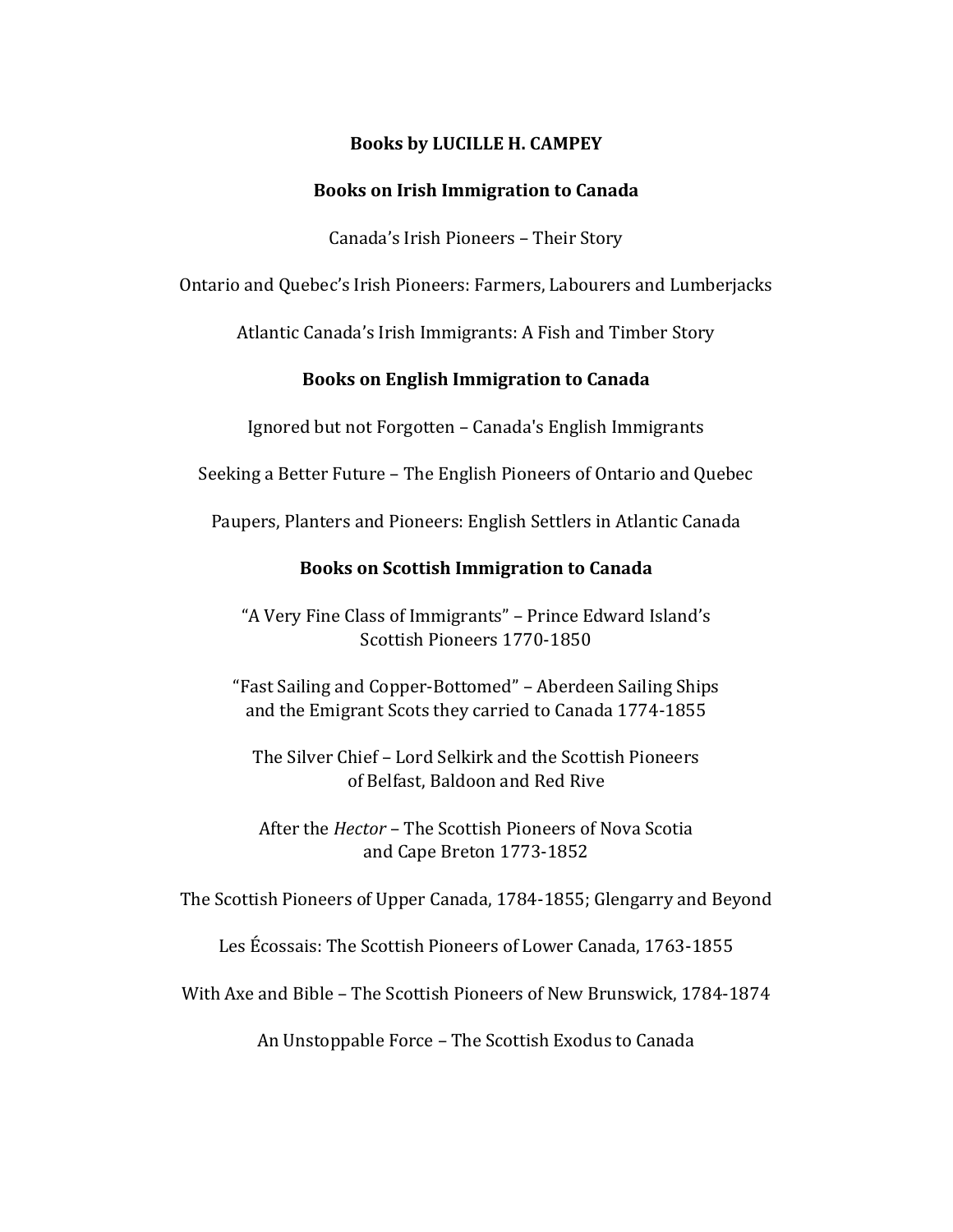**Books by LUCILLE H. CAMPEY**

**Books on Irish Immigration to Canada**

Canada's Irish Pioneers – Their Story

Ontario and Quebec's Irish Pioneers: Farmers, Labourers and Lumberjacks

Atlantic Canada's Irish Immigrants: A Fish and Timber Story

**Books on English Immigration to Canada**

Ignored but not Forgotten – Canada's English Immigrants

Seeking a Better Future – The English Pioneers of Ontario and Quebec

Paupers, Planters and Pioneers: English Settlers in Atlantic Canada

**Books on Scottish Immigration to Canada**

"A Very Fine Class of Immigrants" – Prince Edward Island's Scottish Pioneers 1770-1850

"Fast Sailing and Copper-Bottomed" – Aberdeen Sailing Ships and the Emigrant Scots they carried to Canada 1774-1855

The Silver Chief – Lord Selkirk and the Scottish Pioneers of Belfast, Baldoon and Red Rive

After the *Hector* – The Scottish Pioneers of Nova Scotia and Cape Breton 1773-1852

The Scottish Pioneers of Upper Canada, 1784-1855; Glengarry and Beyond

Les Écossais: The Scottish Pioneers of Lower Canada, 1763-1855

With Axe and Bible – The Scottish Pioneers of New Brunswick, 1784-1874

An Unstoppable Force – The Scottish Exodus to Canada